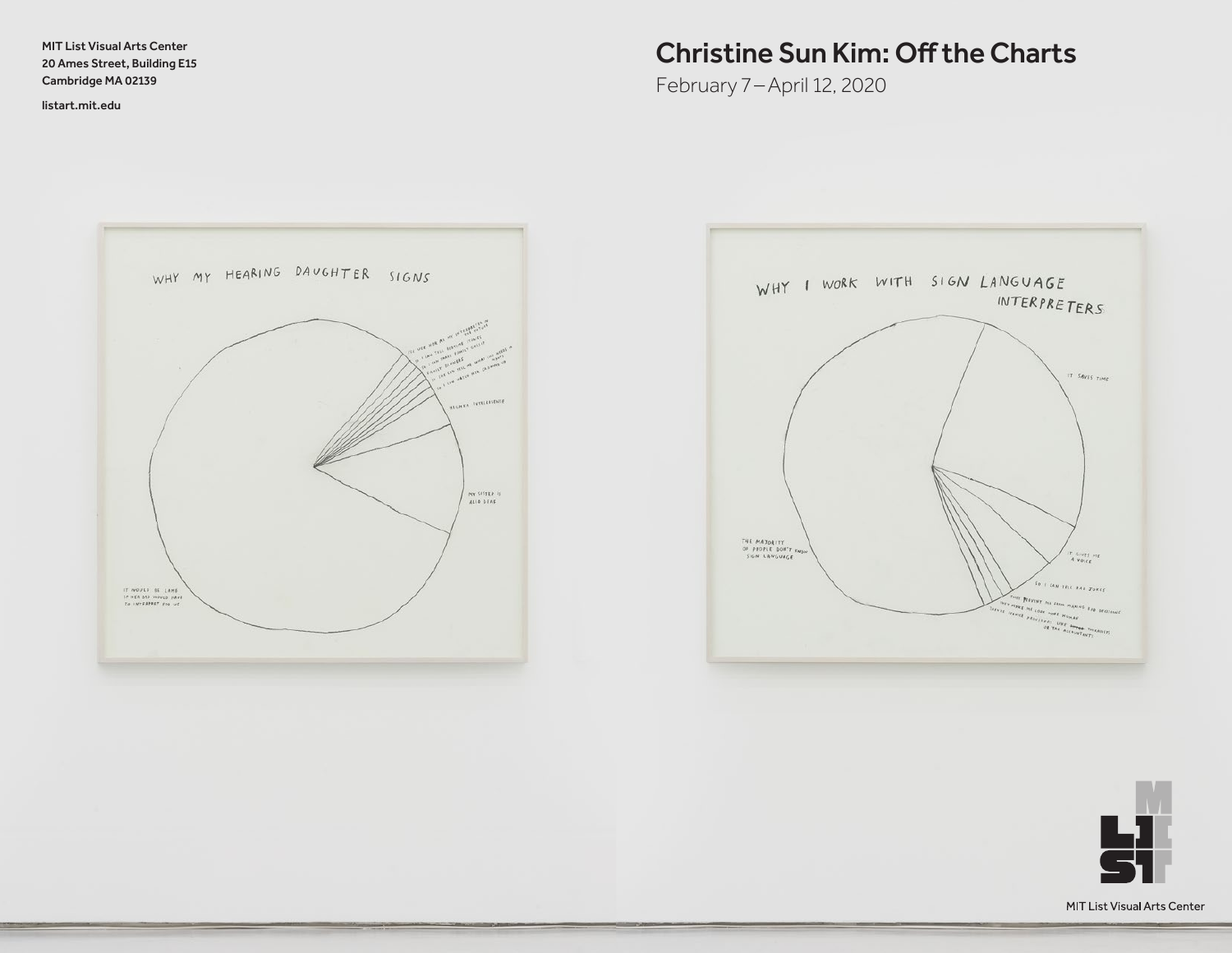MIT List Visual Arts Center
20 Ames Street, Building E15
Cambridge MA 02139

listart.mit.edu

# Christine Sun Kim: Off the Charts

February 7 – April 12, 2020

MIT List Visual Arts Center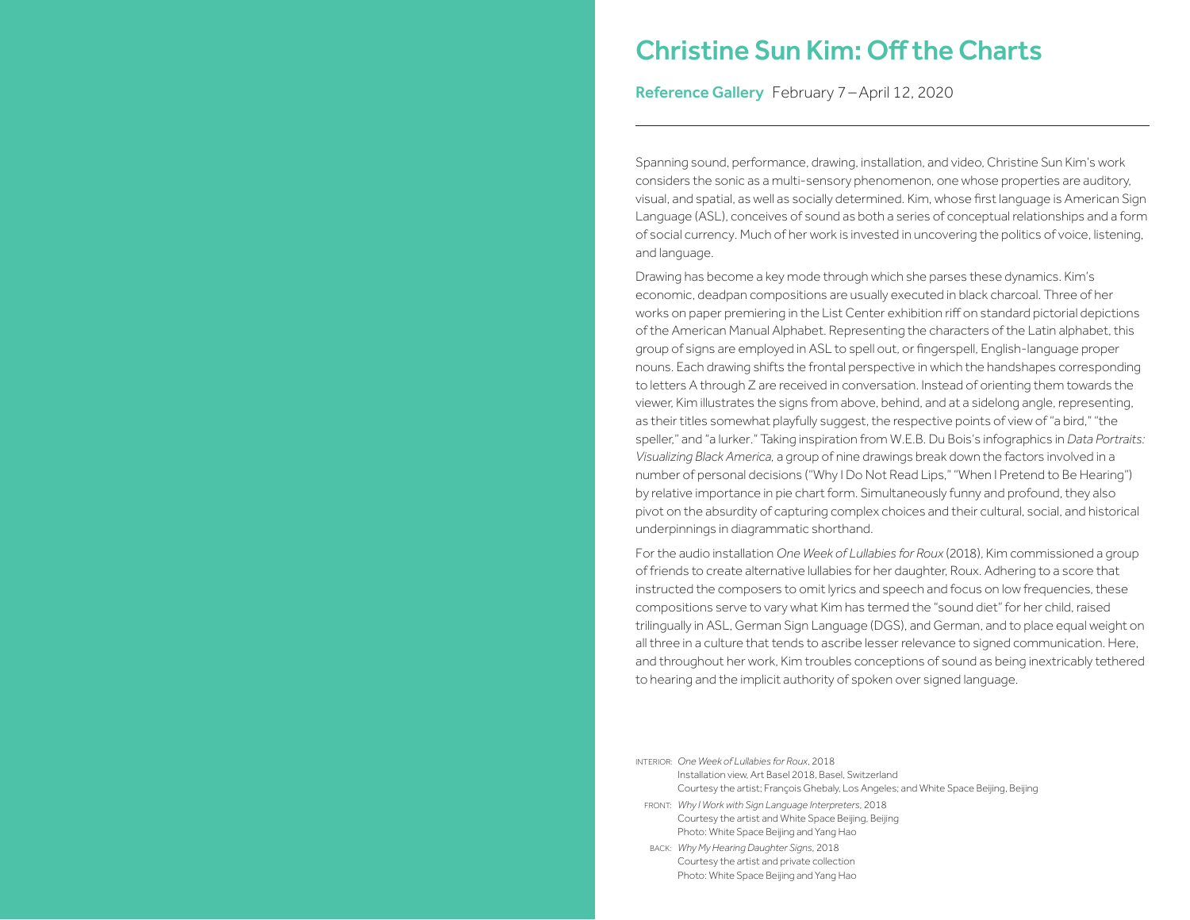# Christine Sun Kim: Off the Charts

**Reference Gallery** February 7 – April 12, 2020

---

Spanning sound, performance, drawing, installation, and video, Christine Sun Kim's work considers the sonic as a multi-sensory phenomenon, one whose properties are auditory, visual, and spatial, as well as socially determined. Kim, whose first language is American Sign Language (ASL), conceives of sound as both a series of conceptual relationships and a form of social currency. Much of her work is invested in uncovering the politics of voice, listening, and language.

Drawing has become a key mode through which she parses these dynamics. Kim's economic, deadpan compositions are usually executed in black charcoal. Three of her works on paper premiering in the List Center exhibition riff on standard pictorial depictions of the American Manual Alphabet. Representing the characters of the Latin alphabet, this group of signs are employed in ASL to spell out, or fingerspell, English-language proper nouns. Each drawing shifts the frontal perspective in which the handshapes corresponding to letters A through Z are received in conversation. Instead of orienting them towards the viewer, Kim illustrates the signs from above, behind, and at a sidelong angle, representing, as their titles somewhat playfully suggest, the respective points of view of "a bird," "the speller," and "a lurker." Taking inspiration from W.E.B. Du Bois's infographics in *Data Portraits: Visualizing Black America,* a group of nine drawings break down the factors involved in a number of personal decisions ("Why I Do Not Read Lips," "When I Pretend to Be Hearing") by relative importance in pie chart form. Simultaneously funny and profound, they also pivot on the absurdity of capturing complex choices and their cultural, social, and historical underpinnings in diagrammatic shorthand.

For the audio installation *One Week of Lullabies for Roux* (2018), Kim commissioned a group of friends to create alternative lullabies for her daughter, Roux. Adhering to a score that instructed the composers to omit lyrics and speech and focus on low frequencies, these compositions serve to vary what Kim has termed the "sound diet" for her child, raised trilingually in ASL, German Sign Language (DGS), and German, and to place equal weight on all three in a culture that tends to ascribe lesser relevance to signed communication. Here, and throughout her work, Kim troubles conceptions of sound as being inextricably tethered to hearing and the implicit authority of spoken over signed language.

INTERIOR: *One Week of Lullabies for Roux*, 2018
Installation view, Art Basel 2018, Basel, Switzerland
Courtesy the artist; François Ghebaly, Los Angeles; and White Space Beijing, Beijing

FRONT: *Why I Work with Sign Language Interpreters*, 2018
Courtesy the artist and White Space Beijing, Beijing
Photo: White Space Beijing and Yang Hao

BACK: *Why My Hearing Daughter Signs*, 2018
Courtesy the artist and private collection
Photo: White Space Beijing and Yang Hao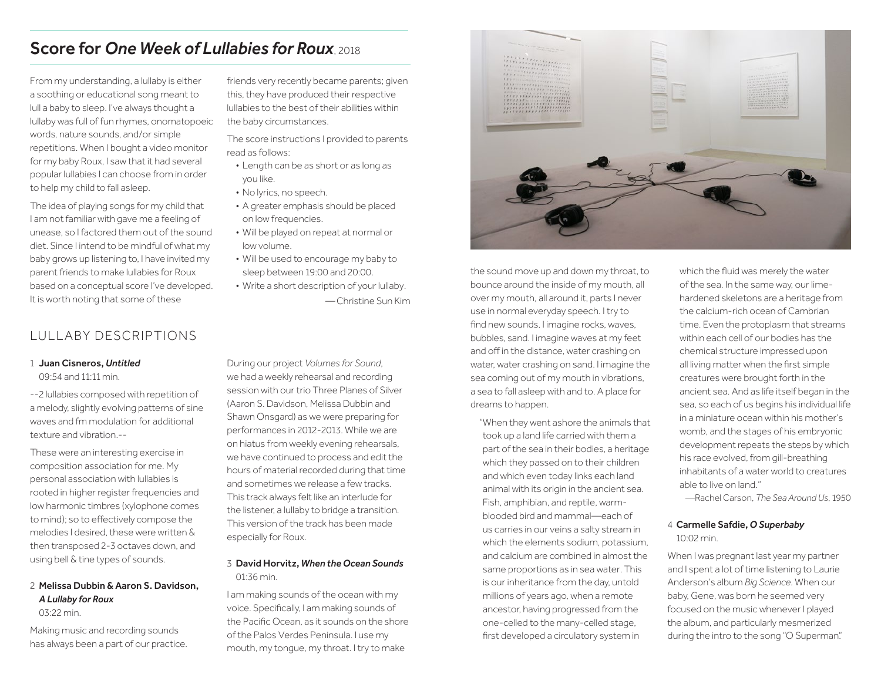## Score for *One Week of Lullabies for Roux*, 2018

From my understanding, a lullaby is either a soothing or educational song meant to lull a baby to sleep. I've always thought a lullaby was full of fun rhymes, onomatopoeic words, nature sounds, and/or simple repetitions. When I bought a video monitor for my baby Roux, I saw that it had several popular lullabies I can choose from in order to help my child to fall asleep.

The idea of playing songs for my child that I am not familiar with gave me a feeling of unease, so I factored them out of the sound diet. Since I intend to be mindful of what my baby grows up listening to, I have invited my parent friends to make lullabies for Roux based on a conceptual score I've developed. It is worth noting that some of these friends very recently became parents; given this, they have produced their respective lullabies to the best of their abilities within the baby circumstances.

The score instructions I provided to parents read as follows:

- Length can be as short or as long as you like.
- No lyrics, no speech.
- A greater emphasis should be placed on low frequencies.
- Will be played on repeat at normal or low volume.
- Will be used to encourage my baby to sleep between 19:00 and 20:00.
- Write a short description of your lullaby.

— Christine Sun Kim

## LULLABY DESCRIPTIONS

1 **Juan Cisneros, *Untitled***
09:54 and 11:11 min.

--2 lullabies composed with repetition of a melody, slightly evolving patterns of sine waves and fm modulation for additional texture and vibration.--

These were an interesting exercise in composition association for me. My personal association with lullabies is rooted in higher register frequencies and low harmonic timbres (xylophone comes to mind); so to effectively compose the melodies I desired, these were written & then transposed 2-3 octaves down, and using bell & tine types of sounds.

2 **Melissa Dubbin & Aaron S. Davidson, *A Lullaby for Roux***
03:22 min.

Making music and recording sounds has always been a part of our practice. During our project *Volumes for Sound*, we had a weekly rehearsal and recording session with our trio Three Planes of Silver (Aaron S. Davidson, Melissa Dubbin and Shawn Onsgard) as we were preparing for performances in 2012-2013. While we are on hiatus from weekly evening rehearsals, we have continued to process and edit the hours of material recorded during that time and sometimes we release a few tracks. This track always felt like an interlude for the listener, a lullaby to bridge a transition. This version of the track has been made especially for Roux.

3 **David Horvitz, *When the Ocean Sounds***
01:36 min.

I am making sounds of the ocean with my voice. Specifically, I am making sounds of the Pacific Ocean, as it sounds on the shore of the Palos Verdes Peninsula. I use my mouth, my tongue, my throat. I try to make the sound move up and down my throat, to bounce around the inside of my mouth, all over my mouth, all around it, parts I never use in normal everyday speech. I try to find new sounds. I imagine rocks, waves, bubbles, sand. I imagine waves at my feet and off in the distance, water crashing on water, water crashing on sand. I imagine the sea coming out of my mouth in vibrations, a sea to fall asleep with and to. A place for dreams to happen.

"When they went ashore the animals that took up a land life carried with them a part of the sea in their bodies, a heritage which they passed on to their children and which even today links each land animal with its origin in the ancient sea. Fish, amphibian, and reptile, warm-blooded bird and mammal—each of us carries in our veins a salty stream in which the elements sodium, potassium, and calcium are combined in almost the same proportions as in sea water. This is our inheritance from the day, untold millions of years ago, when a remote ancestor, having progressed from the one-celled to the many-celled stage, first developed a circulatory system in which the fluid was merely the water of the sea. In the same way, our lime-hardened skeletons are a heritage from the calcium-rich ocean of Cambrian time. Even the protoplasm that streams within each cell of our bodies has the chemical structure impressed upon all living matter when the first simple creatures were brought forth in the ancient sea. And as life itself began in the sea, so each of us begins his individual life in a miniature ocean within his mother's womb, and the stages of his embryonic development repeats the steps by which his race evolved, from gill-breathing inhabitants of a water world to creatures able to live on land."

—Rachel Carson, *The Sea Around Us*, 1950

4 **Carmelle Safdie, *O Superbaby***
10:02 min.

When I was pregnant last year my partner and I spent a lot of time listening to Laurie Anderson's album *Big Science*. When our baby, Gene, was born he seemed very focused on the music whenever I played the album, and particularly mesmerized during the intro to the song "O Superman."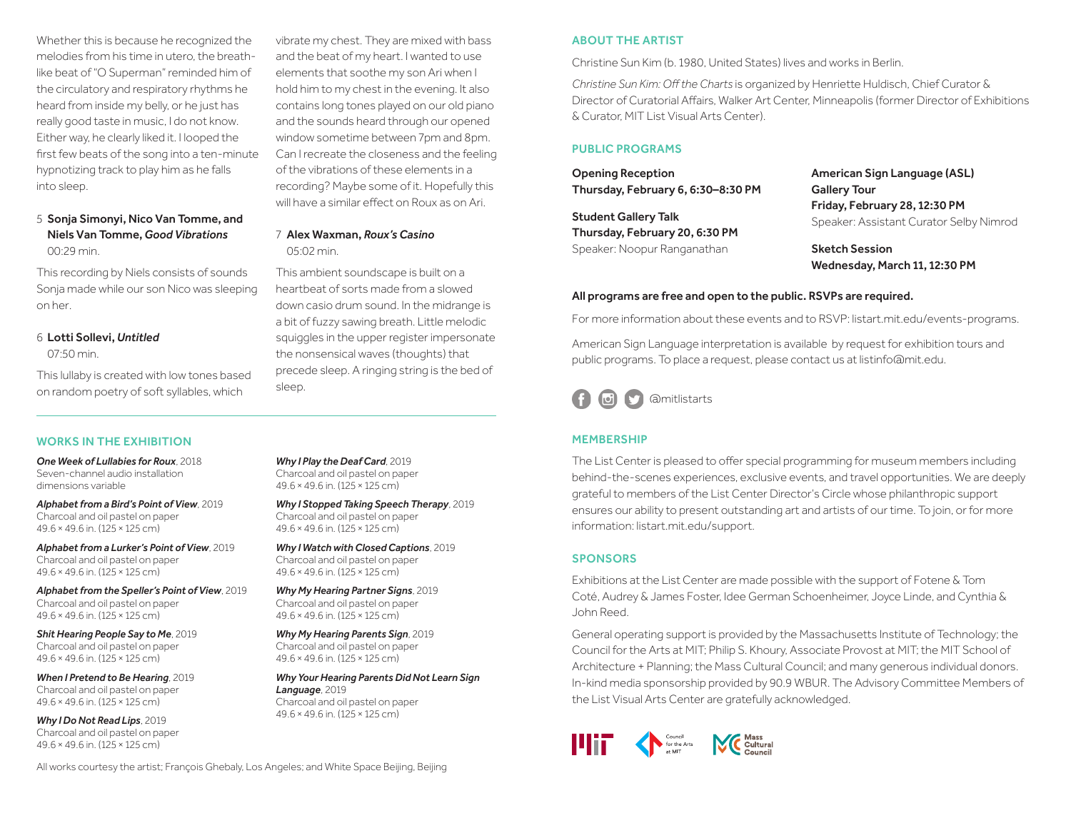Whether this is because he recognized the melodies from his time in utero, the breath-like beat of "O Superman" reminded him of the circulatory and respiratory rhythms he heard from inside my belly, or he just has really good taste in music, I do not know. Either way, he clearly liked it. I looped the first few beats of the song into a ten-minute hypnotizing track to play him as he falls into sleep.

5 **Sonja Simonyi, Nico Van Tomme, and Niels Van Tomme, *Good Vibrations***
00:29 min.

This recording by Niels consists of sounds Sonja made while our son Nico was sleeping on her.

6 **Lotti Sollevi, *Untitled***
07:50 min.

This lullaby is created with low tones based on random poetry of soft syllables, which vibrate my chest. They are mixed with bass and the beat of my heart. I wanted to use elements that soothe my son Ari when I hold him to my chest in the evening. It also contains long tones played on our old piano and the sounds heard through our opened window sometime between 7pm and 8pm. Can I recreate the closeness and the feeling of the vibrations of these elements in a recording? Maybe some of it. Hopefully this will have a similar effect on Roux as on Ari.

7 **Alex Waxman, *Roux's Casino***
05:02 min.

This ambient soundscape is built on a heartbeat of sorts made from a slowed down casio drum sound. In the midrange is a bit of fuzzy sawing breath. Little melodic squiggles in the upper register impersonate the nonsensical waves (thoughts) that precede sleep. A ringing string is the bed of sleep.

## WORKS IN THE EXHIBITION

***One Week of Lullabies for Roux***, 2018
Seven-channel audio installation
dimensions variable

***Alphabet from a Bird's Point of View***, 2019
Charcoal and oil pastel on paper
49.6 × 49.6 in. (125 × 125 cm)

***Alphabet from a Lurker's Point of View***, 2019
Charcoal and oil pastel on paper
49.6 × 49.6 in. (125 × 125 cm)

***Alphabet from the Speller's Point of View***, 2019
Charcoal and oil pastel on paper
49.6 × 49.6 in. (125 × 125 cm)

***Shit Hearing People Say to Me***, 2019
Charcoal and oil pastel on paper
49.6 × 49.6 in. (125 × 125 cm)

***When I Pretend to Be Hearing***, 2019
Charcoal and oil pastel on paper
49.6 × 49.6 in. (125 × 125 cm)

***Why I Do Not Read Lips***, 2019
Charcoal and oil pastel on paper
49.6 × 49.6 in. (125 × 125 cm)

***Why I Play the Deaf Card***, 2019
Charcoal and oil pastel on paper
49.6 × 49.6 in. (125 × 125 cm)

***Why I Stopped Taking Speech Therapy***, 2019
Charcoal and oil pastel on paper
49.6 × 49.6 in. (125 × 125 cm)

***Why I Watch with Closed Captions***, 2019
Charcoal and oil pastel on paper
49.6 × 49.6 in. (125 × 125 cm)

***Why My Hearing Partner Signs***, 2019
Charcoal and oil pastel on paper
49.6 × 49.6 in. (125 × 125 cm)

***Why My Hearing Parents Sign***, 2019
Charcoal and oil pastel on paper
49.6 × 49.6 in. (125 × 125 cm)

***Why Your Hearing Parents Did Not Learn Sign Language***, 2019
Charcoal and oil pastel on paper
49.6 × 49.6 in. (125 × 125 cm)

All works courtesy the artist; François Ghebaly, Los Angeles; and White Space Beijing, Beijing

## ABOUT THE ARTIST

Christine Sun Kim (b. 1980, United States) lives and works in Berlin.

*Christine Sun Kim: Off the Charts* is organized by Henriette Huldisch, Chief Curator & Director of Curatorial Affairs, Walker Art Center, Minneapolis (former Director of Exhibitions & Curator, MIT List Visual Arts Center).

## PUBLIC PROGRAMS

**Opening Reception**
**Thursday, February 6, 6:30–8:30 PM**

**Student Gallery Talk**
**Thursday, February 20, 6:30 PM**
Speaker: Noopur Ranganathan

**American Sign Language (ASL) Gallery Tour**
**Friday, February 28, 12:30 PM**
Speaker: Assistant Curator Selby Nimrod

**Sketch Session**
**Wednesday, March 11, 12:30 PM**

**All programs are free and open to the public. RSVPs are required.**

For more information about these events and to RSVP: listart.mit.edu/events-programs.

American Sign Language interpretation is available by request for exhibition tours and public programs. To place a request, please contact us at listinfo@mit.edu.

@mitlistarts

## MEMBERSHIP

The List Center is pleased to offer special programming for museum members including behind-the-scenes experiences, exclusive events, and travel opportunities. We are deeply grateful to members of the List Center Director's Circle whose philanthropic support ensures our ability to present outstanding art and artists of our time. To join, or for more information: listart.mit.edu/support.

## SPONSORS

Exhibitions at the List Center are made possible with the support of Fotene & Tom Coté, Audrey & James Foster, Idee German Schoenheimer, Joyce Linde, and Cynthia & John Reed.

General operating support is provided by the Massachusetts Institute of Technology; the Council for the Arts at MIT; Philip S. Khoury, Associate Provost at MIT; the MIT School of Architecture + Planning; the Mass Cultural Council; and many generous individual donors. In-kind media sponsorship provided by 90.9 WBUR. The Advisory Committee Members of the List Visual Arts Center are gratefully acknowledged.

Council for the Arts at MIT

Mass Cultural Council